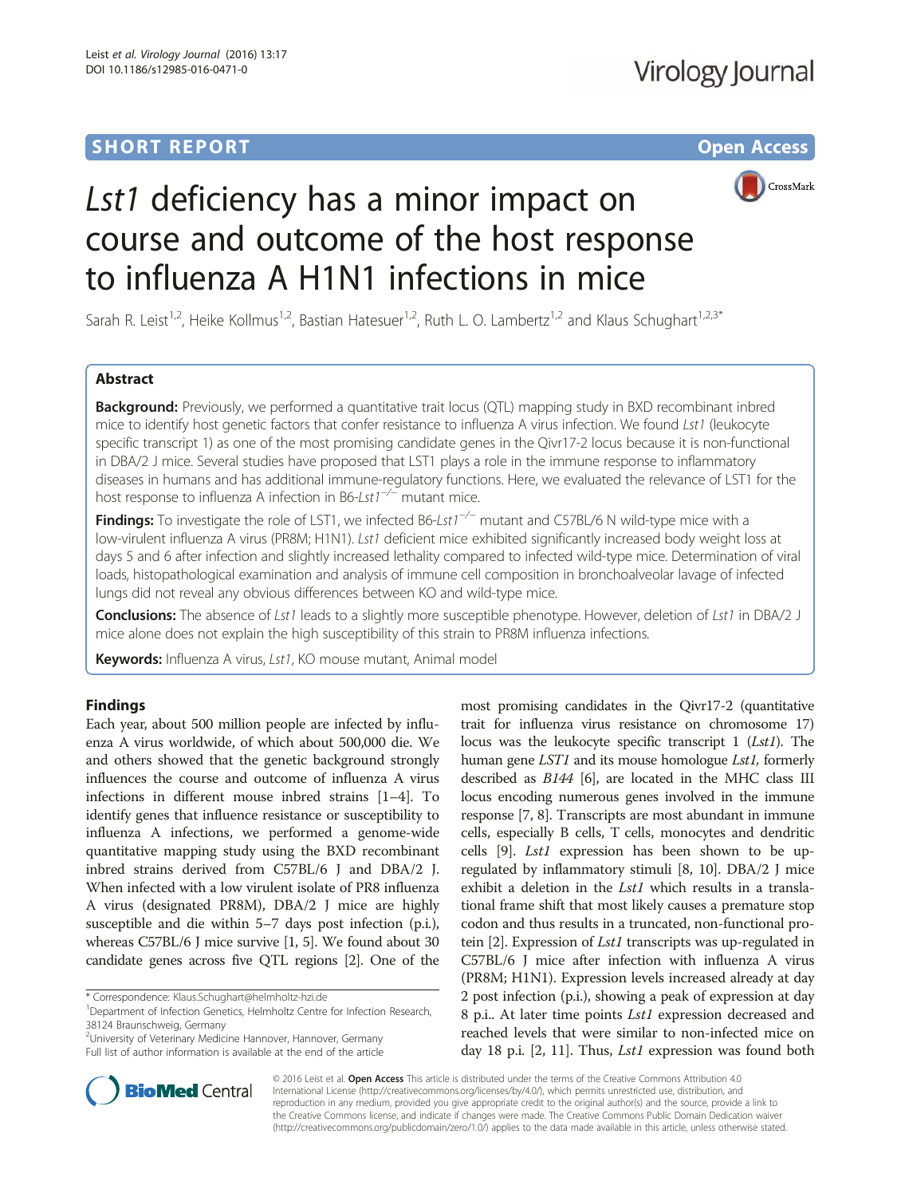SHORT REPORT

Open Access

# *Lst1* deficiency has a minor impact on course and outcome of the host response to influenza A H1N1 infections in mice

Sarah R. Leist[1,2], Heike Kollmus[1,2], Bastian Hatesuer[1,2], Ruth L. O. Lambertz[1,2] and Klaus Schughart[1,2,3*]

## Abstract

**Background:** Previously, we performed a quantitative trait locus (QTL) mapping study in BXD recombinant inbred mice to identify host genetic factors that confer resistance to influenza A virus infection. We found *Lst1* (leukocyte specific transcript 1) as one of the most promising candidate genes in the Qivr17-2 locus because it is non-functional in DBA/2 J mice. Several studies have proposed that LST1 plays a role in the immune response to inflammatory diseases in humans and has additional immune-regulatory functions. Here, we evaluated the relevance of LST1 for the host response to influenza A infection in B6-*Lst1*$^{-/-}$ mutant mice.

**Findings:** To investigate the role of LST1, we infected B6-*Lst1*$^{-/-}$ mutant and C57BL/6 N wild-type mice with a low-virulent influenza A virus (PR8M; H1N1). *Lst1* deficient mice exhibited significantly increased body weight loss at days 5 and 6 after infection and slightly increased lethality compared to infected wild-type mice. Determination of viral loads, histopathological examination and analysis of immune cell composition in bronchoalveolar lavage of infected lungs did not reveal any obvious differences between KO and wild-type mice.

**Conclusions:** The absence of *Lst1* leads to a slightly more susceptible phenotype. However, deletion of *Lst1* in DBA/2 J mice alone does not explain the high susceptibility of this strain to PR8M influenza infections.

**Keywords:** Influenza A virus, *Lst1*, KO mouse mutant, Animal model

## Findings

Each year, about 500 million people are infected by influenza A virus worldwide, of which about 500,000 die. We and others showed that the genetic background strongly influences the course and outcome of influenza A virus infections in different mouse inbred strains [1–4]. To identify genes that influence resistance or susceptibility to influenza A infections, we performed a genome-wide quantitative mapping study using the BXD recombinant inbred strains derived from C57BL/6 J and DBA/2 J. When infected with a low virulent isolate of PR8 influenza A virus (designated PR8M), DBA/2 J mice are highly susceptible and die within 5–7 days post infection (p.i.), whereas C57BL/6 J mice survive [1, 5]. We found about 30 candidate genes across five QTL regions [2]. One of the most promising candidates in the Qivr17-2 (quantitative trait for influenza virus resistance on chromosome 17) locus was the leukocyte specific transcript 1 (*Lst1*). The human gene *LST1* and its mouse homologue *Lst1*, formerly described as *B144* [6], are located in the MHC class III locus encoding numerous genes involved in the immune response [7, 8]. Transcripts are most abundant in immune cells, especially B cells, T cells, monocytes and dendritic cells [9]. *Lst1* expression has been shown to be up-regulated by inflammatory stimuli [8, 10]. DBA/2 J mice exhibit a deletion in the *Lst1* which results in a translational frame shift that most likely causes a premature stop codon and thus results in a truncated, non-functional protein [2]. Expression of *Lst1* transcripts was up-regulated in C57BL/6 J mice after infection with influenza A virus (PR8M; H1N1). Expression levels increased already at day 2 post infection (p.i.), showing a peak of expression at day 8 p.i.. At later time points *Lst1* expression decreased and reached levels that were similar to non-infected mice on day 18 p.i. [2, 11]. Thus, *Lst1* expression was found both

\* Correspondence: Klaus.Schughart@helmholtz-hzi.de
[1]Department of Infection Genetics, Helmholtz Centre for Infection Research, 38124 Braunschweig, Germany
[2]University of Veterinary Medicine Hannover, Hannover, Germany
Full list of author information is available at the end of the article

© 2016 Leist et al. **Open Access** This article is distributed under the terms of the Creative Commons Attribution 4.0 International License (http://creativecommons.org/licenses/by/4.0/), which permits unrestricted use, distribution, and reproduction in any medium, provided you give appropriate credit to the original author(s) and the source, provide a link to the Creative Commons license, and indicate if changes were made. The Creative Commons Public Domain Dedication waiver (http://creativecommons.org/publicdomain/zero/1.0/) applies to the data made available in this article, unless otherwise stated.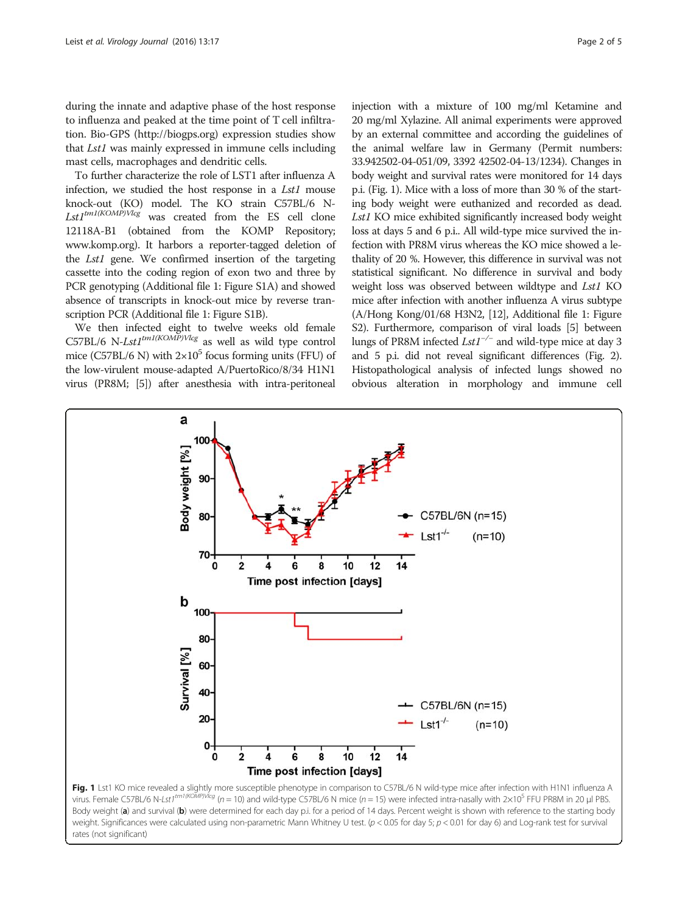during the innate and adaptive phase of the host response to influenza and peaked at the time point of T cell infiltration. Bio-GPS (http://biogps.org) expression studies show that *Lst1* was mainly expressed in immune cells including mast cells, macrophages and dendritic cells.

To further characterize the role of LST1 after influenza A infection, we studied the host response in a *Lst1* mouse knock-out (KO) model. The KO strain C57BL/6 N-*Lst1*$^{tm1(KOMP)Vlcg}$ was created from the ES cell clone 12118A-B1 (obtained from the KOMP Repository; www.komp.org). It harbors a reporter-tagged deletion of the *Lst1* gene. We confirmed insertion of the targeting cassette into the coding region of exon two and three by PCR genotyping (Additional file 1: Figure S1A) and showed absence of transcripts in knock-out mice by reverse transcription PCR (Additional file 1: Figure S1B).

We then infected eight to twelve weeks old female C57BL/6 N-*Lst1*$^{tm1(KOMP)Vlcg}$ as well as wild type control mice (C57BL/6 N) with $2\times10^5$ focus forming units (FFU) of the low-virulent mouse-adapted A/PuertoRico/8/34 H1N1 virus (PR8M; [5]) after anesthesia with intra-peritoneal injection with a mixture of 100 mg/ml Ketamine and 20 mg/ml Xylazine. All animal experiments were approved by an external committee and according the guidelines of the animal welfare law in Germany (Permit numbers: 33.942502-04-051/09, 3392 42502-04-13/1234). Changes in body weight and survival rates were monitored for 14 days p.i. (Fig. 1). Mice with a loss of more than 30 % of the starting body weight were euthanized and recorded as dead. *Lst1* KO mice exhibited significantly increased body weight loss at days 5 and 6 p.i.. All wild-type mice survived the infection with PR8M virus whereas the KO mice showed a lethality of 20 %. However, this difference in survival was not statistical significant. No difference in survival and body weight loss was observed between wildtype and *Lst1* KO mice after infection with another influenza A virus subtype (A/Hong Kong/01/68 H3N2, [12], Additional file 1: Figure S2). Furthermore, comparison of viral loads [5] between lungs of PR8M infected *Lst1*$^{-/-}$ and wild-type mice at day 3 and 5 p.i. did not reveal significant differences (Fig. 2). Histopathological analysis of infected lungs showed no obvious alteration in morphology and immune cell

**Fig. 1** Lst1 KO mice revealed a slightly more susceptible phenotype in comparison to C57BL/6 N wild-type mice after infection with H1N1 influenza A virus. Female C57BL/6 N-*Lst1*$^{tm1(KOMP)Vlcg}$ ($n = 10$) and wild-type C57BL/6 N mice ($n = 15$) were infected intra-nasally with $2\times10^5$ FFU PR8M in 20 µl PBS. Body weight (**a**) and survival (**b**) were determined for each day p.i. for a period of 14 days. Percent weight is shown with reference to the starting body weight. Significances were calculated using non-parametric Mann Whitney U test. ($p < 0.05$ for day 5; $p < 0.01$ for day 6) and Log-rank test for survival rates (not significant)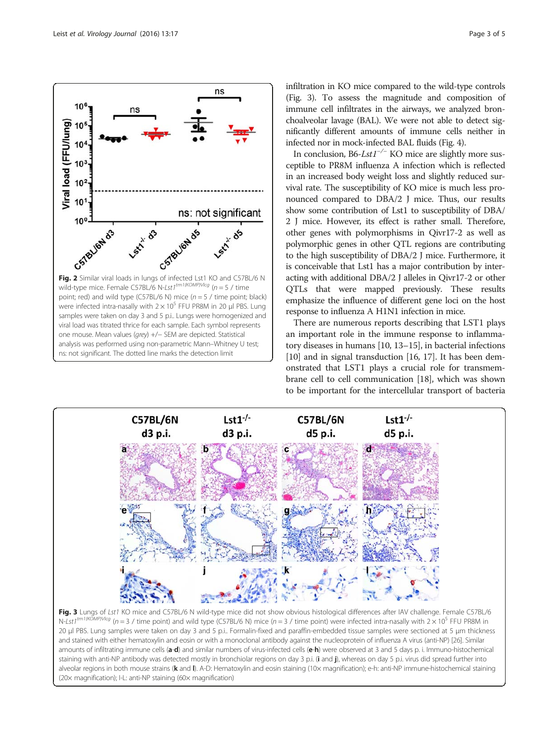Fig. 2 Similar viral loads in lungs of infected Lst1 KO and C57BL/6 N wild-type mice. Female C57BL/6 N-*Lst1*$^{tm1(KOMP)Vlcg}$ ($n = 5$ / time point; red) and wild type (C57BL/6 N) mice ($n = 5$ / time point; black) were infected intra-nasally with $2 \times 10^5$ FFU PR8M in 20 µl PBS. Lung samples were taken on day 3 and 5 p.i.. Lungs were homogenized and viral load was titrated thrice for each sample. Each symbol represents one mouse. Mean values (*grey*) +/− SEM are depicted. Statistical analysis was performed using non-parametric Mann–Whitney U test; ns: not significant. The dotted line marks the detection limit

infiltration in KO mice compared to the wild-type controls (Fig. 3). To assess the magnitude and composition of immune cell infiltrates in the airways, we analyzed bronchoalveolar lavage (BAL). We were not able to detect significantly different amounts of immune cells neither in infected nor in mock-infected BAL fluids (Fig. 4).

In conclusion, B6-*Lst1*$^{-/-}$ KO mice are slightly more susceptible to PR8M influenza A infection which is reflected in an increased body weight loss and slightly reduced survival rate. The susceptibility of KO mice is much less pronounced compared to DBA/2 J mice. Thus, our results show some contribution of Lst1 to susceptibility of DBA/2 J mice. However, its effect is rather small. Therefore, other genes with polymorphisms in Qivr17-2 as well as polymorphic genes in other QTL regions are contributing to the high susceptibility of DBA/2 J mice. Furthermore, it is conceivable that Lst1 has a major contribution by interacting with additional DBA/2 J alleles in Qivr17-2 or other QTLs that were mapped previously. These results emphasize the influence of different gene loci on the host response to influenza A H1N1 infection in mice.

There are numerous reports describing that LST1 plays an important role in the immune response to inflammatory diseases in humans [10, 13–15], in bacterial infections [10] and in signal transduction [16, 17]. It has been demonstrated that LST1 plays a crucial role for transmembrane cell to cell communication [18], which was shown to be important for the intercellular transport of bacteria

Fig. 3 Lungs of *Lst1* KO mice and C57BL/6 N wild-type mice did not show obvious histological differences after IAV challenge. Female C57BL/6 N-*Lst1*$^{tm1(KOMP)Vlcg}$ ($n = 3$ / time point) and wild type (C57BL/6 N) mice ($n = 3$ / time point) were infected intra-nasally with $2 \times 10^5$ FFU PR8M in 20 µl PBS. Lung samples were taken on day 3 and 5 p.i.. Formalin-fixed and paraffin-embedded tissue samples were sectioned at 5 µm thickness and stained with either hematoxylin and eosin or with a monoclonal antibody against the nucleoprotein of influenza A virus (anti-NP) [26]. Similar amounts of infiltrating immune cells (**a**-**d**) and similar numbers of virus-infected cells (**e**-**h**) were observed at 3 and 5 days p. i. Immuno-histochemical staining with anti-NP antibody was detected mostly in bronchiolar regions on day 3 p.i. (**i** and **j**), whereas on day 5 p.i. virus did spread further into alveolar regions in both mouse strains (**k** and **l**). A-D: Hematoxylin and eosin staining (10× magnification); e-h: anti-NP immune-histochemical staining (20× magnification); l-L: anti-NP staining (60× magnification)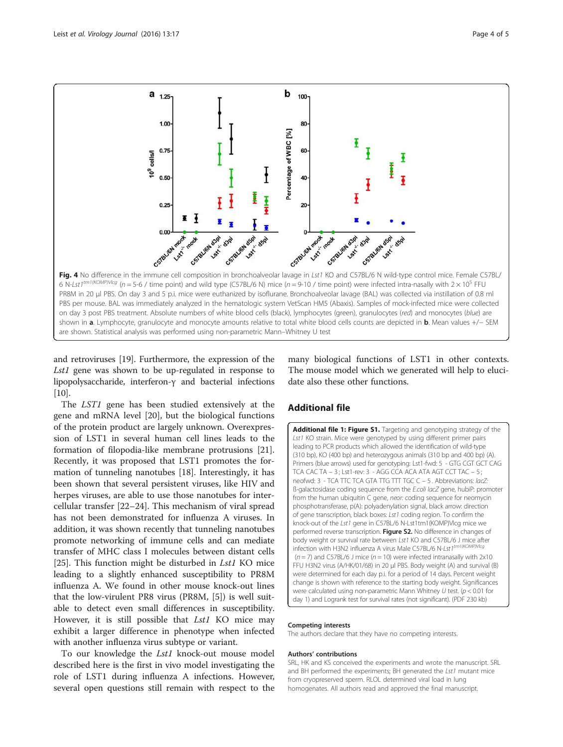**Fig. 4** No difference in the immune cell composition in bronchoalveolar lavage in *Lst1* KO and C57BL/6 N wild-type control mice. Female C57BL/6 N-*Lst1*$^{tm1(KOMP)Vlcg}$ ($n$ = 5-6 / time point) and wild type (C57BL/6 N) mice ($n$ = 9-10 / time point) were infected intra-nasally with $2 \times 10^5$ FFU PR8M in 20 μl PBS. On day 3 and 5 p.i. mice were euthanized by isoflurane. Bronchoalveolar lavage (BAL) was collected via instillation of 0.8 ml PBS per mouse. BAL was immediately analyzed in the hematologic system VetScan HM5 (Abaxis). Samples of mock-infected mice were collected on day 3 post PBS treatment. Absolute numbers of white blood cells (black), lymphocytes (green), granulocytes (*red*) and monocytes (*blue*) are shown in **a**. Lymphocyte, granulocyte and monocyte amounts relative to total white blood cells counts are depicted in **b**. Mean values +/− SEM are shown. Statistical analysis was performed using non-parametric Mann–Whitney U test

and retroviruses [19]. Furthermore, the expression of the *Lst1* gene was shown to be up-regulated in response to lipopolysaccharide, interferon-γ and bacterial infections [10].

The *LST1* gene has been studied extensively at the gene and mRNA level [20], but the biological functions of the protein product are largely unknown. Overexpression of LST1 in several human cell lines leads to the formation of filopodia-like membrane protrusions [21]. Recently, it was proposed that LST1 promotes the formation of tunneling nanotubes [18]. Interestingly, it has been shown that several persistent viruses, like HIV and herpes viruses, are able to use those nanotubes for intercellular transfer [22–24]. This mechanism of viral spread has not been demonstrated for influenza A viruses. In addition, it was shown recently that tunneling nanotubes promote networking of immune cells and can mediate transfer of MHC class I molecules between distant cells [25]. This function might be disturbed in *Lst1* KO mice leading to a slightly enhanced susceptibility to PR8M influenza A. We found in other mouse knock-out lines that the low-virulent PR8 virus (PR8M, [5]) is well suitable to detect even small differences in susceptibility. However, it is still possible that *Lst1* KO mice may exhibit a larger difference in phenotype when infected with another influenza virus subtype or variant.

To our knowledge the *Lst1* knock-out mouse model described here is the first in vivo model investigating the role of LST1 during influenza A infections. However, several open questions still remain with respect to the many biological functions of LST1 in other contexts. The mouse model which we generated will help to elucidate also these other functions.

## Additional file

**Additional file 1: Figure S1.** Targeting and genotyping strategy of the *Lst1* KO strain. Mice were genotyped by using different primer pairs leading to PCR products which allowed the identification of wild-type (310 bp), KO (400 bp) and heterozygous animals (310 bp and 400 bp) (A). Primers (blue arrows) used for genotyping: Lst1-fwd: 5 - GTG CGT GCT CAG TCA CAC TA – 3 ; Lst1-rev: 3 - AGG CCA ACA ATA AGT CCT TAC – 5 ; neofwd: 3 - TCA TTC TCA GTA TTG TTT TGC C – 5 . Abbreviations: *lacZ*: ß-galactosidase coding sequence from the *E.coli lacZ* gene, hubiP: promoter from the human ubiquitin C gene, *neor:* coding sequence for neomycin phosphotransferase, p(A): polyadenylation signal, black arrow: direction of gene transcription, black boxes: *Lst1* coding region. To confirm the knock-out of the *Lst1* gene in C57BL/6 N-Lst1tm1(KOMP)Vlcg mice we performed reverse transcription. **Figure S2.** No difference in changes of body weight or survival rate between *Lst1* KO and C57BL/6 J mice after infection with H3N2 influenza A virus Male C57BL/6 N-*Lst1*$^{tm1(KOMP)Vlcg}$ ($n$ = 7) and C57BL/6 J mice ($n$ = 10) were infected intranasally with 2x10 FFU H3N2 virus (A/HK/01/68) in 20 μl PBS. Body weight (A) and survival (B) were determined for each day p.i. for a period of 14 days. Percent weight change is shown with reference to the starting body weight. Significances were calculated using non-parametric Mann Whitney *U* test. ($p < 0.01$ for day 1) and Logrank test for survival rates (not significant). (PDF 230 kb)

#### Competing interests
The authors declare that they have no competing interests.

#### Authors' contributions
SRL, HK and KS conceived the experiments and wrote the manuscript. SRL and BH performed the experiments; BH generated the *Lst1* mutant mice from cryopreserved sperm. RLOL determined viral load in lung homogenates. All authors read and approved the final manuscript.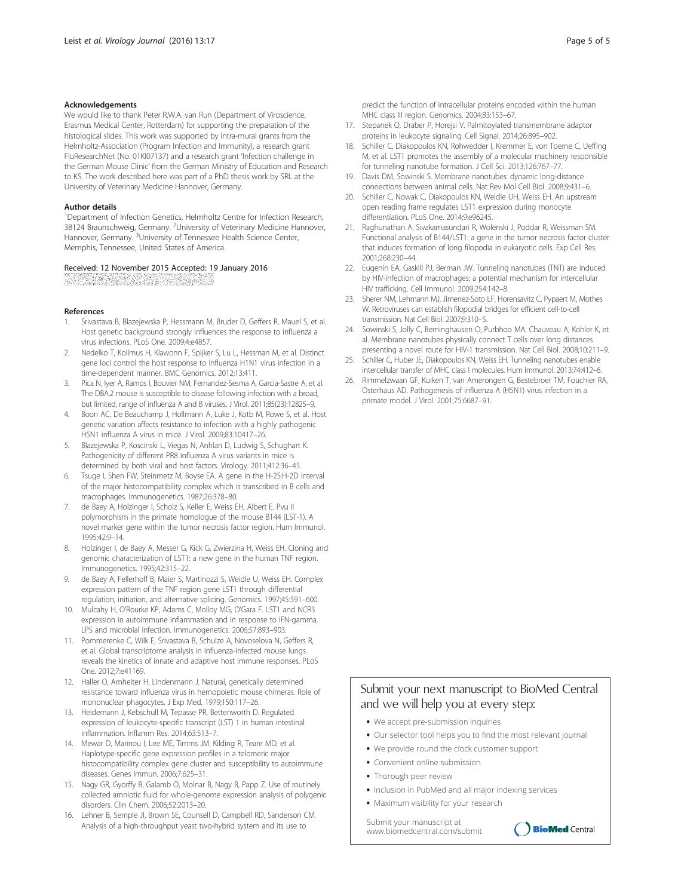## Acknowledgements

We would like to thank Peter R.W.A. van Run (Department of Viroscience, Erasmus Medical Center, Rotterdam) for supporting the preparation of the histological slides. This work was supported by intra-mural grants from the Helmholtz-Association (Program Infection and Immunity), a research grant FluResearchNet (No. 01KI07137) and a research grant 'Infection challenge in the German Mouse Clinic' from the German Ministry of Education and Research to KS. The work described here was part of a PhD thesis work by SRL at the University of Veterinary Medicine Hannover, Germany.

## Author details

[1]Department of Infection Genetics, Helmholtz Centre for Infection Research, 38124 Braunschweig, Germany. [2]University of Veterinary Medicine Hannover, Hannover, Germany. [3]University of Tennessee Health Science Center, Memphis, Tennessee, United States of America.

Received: 12 November 2015 Accepted: 19 January 2016

## References

1. Srivastava B, Blazejewska P, Hessmann M, Bruder D, Geffers R, Mauel S, et al. Host genetic background strongly influences the response to influenza a virus infections. PLoS One. 2009;4:e4857.
2. Nedelko T, Kollmus H, Klawonn F, Spijker S, Lu L, Hessman M, et al. Distinct gene loci control the host response to influenza H1N1 virus infection in a time-dependent manner. BMC Genomics. 2012;13:411.
3. Pica N, Iyer A, Ramos I, Bouvier NM, Fernandez-Sesma A, Garcia-Sastre A, et al. The DBA.2 mouse is susceptible to disease following infection with a broad, but limited, range of influenza A and B viruses. J Virol. 2011;85(23):12825–9.
4. Boon AC, De Beauchamp J, Hollmann A, Luke J, Kotb M, Rowe S, et al. Host genetic variation affects resistance to infection with a highly pathogenic H5N1 influenza A virus in mice. J Virol. 2009;83:10417–26.
5. Blazejewska P, Koscinski L, Viegas N, Anhlan D, Ludwig S, Schughart K. Pathogenicity of different PR8 influenza A virus variants in mice is determined by both viral and host factors. Virology. 2011;412:36–45.
6. Tsuge I, Shen FW, Steinmetz M, Boyse EA. A gene in the H-2S:H-2D interval of the major histocompatibility complex which is transcribed in B cells and macrophages. Immunogenetics. 1987;26:378–80.
7. de Baey A, Holzinger I, Scholz S, Keller E, Weiss EH, Albert E. Pvu II polymorphism in the primate homologue of the mouse B144 (LST-1). A novel marker gene within the tumor necrosis factor region. Hum Immunol. 1995;42:9–14.
8. Holzinger I, de Baey A, Messer G, Kick G, Zwierzina H, Weiss EH. Cloning and genomic characterization of LST1: a new gene in the human TNF region. Immunogenetics. 1995;42:315–22.
9. de Baey A, Fellerhoff B, Maier S, Martinozzi S, Weidle U, Weiss EH. Complex expression pattern of the TNF region gene LST1 through differential regulation, initiation, and alternative splicing. Genomics. 1997;45:591–600.
10. Mulcahy H, O'Rourke KP, Adams C, Molloy MG, O'Gara F. LST1 and NCR3 expression in autoimmune inflammation and in response to IFN-gamma, LPS and microbial infection. Immunogenetics. 2006;57:893–903.
11. Pommerenke C, Wilk E, Srivastava B, Schulze A, Novoselova N, Geffers R, et al. Global transcriptome analysis in influenza-infected mouse lungs reveals the kinetics of innate and adaptive host immune responses. PLoS One. 2012;7:e41169.
12. Haller O, Arnheiter H, Lindenmann J. Natural, genetically determined resistance toward influenza virus in hemopoietic mouse chimeras. Role of mononuclear phagocytes. J Exp Med. 1979;150:117–26.
13. Heidemann J, Kebschull M, Tepasse PR, Bettenworth D. Regulated expression of leukocyte-specific transcript (LST) 1 in human intestinal inflammation. Inflamm Res. 2014;63:513–7.
14. Mewar D, Marinou I, Lee ME, Timms JM, Kilding R, Teare MD, et al. Haplotype-specific gene expression profiles in a telomeric major histocompatibility complex gene cluster and susceptibility to autoimmune diseases. Genes Immun. 2006;7:625–31.
15. Nagy GR, Gyorffy B, Galamb O, Molnar B, Nagy B, Papp Z. Use of routinely collected amniotic fluid for whole-genome expression analysis of polygenic disorders. Clin Chem. 2006;52:2013–20.
16. Lehner B, Semple JI, Brown SE, Counsell D, Campbell RD, Sanderson CM. Analysis of a high-throughput yeast two-hybrid system and its use to predict the function of intracellular proteins encoded within the human MHC class III region. Genomics. 2004;83:153–67.
17. Stepanek O, Draber P, Horejsi V. Palmitoylated transmembrane adaptor proteins in leukocyte signaling. Cell Signal. 2014;26:895–902.
18. Schiller C, Diakopoulos KN, Rohwedder I, Kremmer E, von Toerne C, Ueffing M, et al. LST1 promotes the assembly of a molecular machinery responsible for tunneling nanotube formation. J Cell Sci. 2013;126:767–77.
19. Davis DM, Sowinski S. Membrane nanotubes: dynamic long-distance connections between animal cells. Nat Rev Mol Cell Biol. 2008;9:431–6.
20. Schiller C, Nowak C, Diakopoulos KN, Weidle UH, Weiss EH. An upstream open reading frame regulates LST1 expression during monocyte differentiation. PLoS One. 2014;9:e96245.
21. Raghunathan A, Sivakamasundari R, Wolenski J, Poddar R, Weissman SM. Functional analysis of B144/LST1: a gene in the tumor necrosis factor cluster that induces formation of long filopodia in eukaryotic cells. Exp Cell Res. 2001;268:230–44.
22. Eugenin EA, Gaskill PJ, Berman JW. Tunneling nanotubes (TNT) are induced by HIV-infection of macrophages: a potential mechanism for intercellular HIV trafficking. Cell Immunol. 2009;254:142–8.
23. Sherer NM, Lehmann MJ, Jimenez-Soto LF, Horensavitz C, Pypaert M, Mothes W. Retroviruses can establish filopodial bridges for efficient cell-to-cell transmission. Nat Cell Biol. 2007;9:310–5.
24. Sowinski S, Jolly C, Berninghausen O, Purbhoo MA, Chauveau A, Kohler K, et al. Membrane nanotubes physically connect T cells over long distances presenting a novel route for HIV-1 transmission. Nat Cell Biol. 2008;10:211–9.
25. Schiller C, Huber JE, Diakopoulos KN, Weiss EH. Tunneling nanotubes enable intercellular transfer of MHC class I molecules. Hum Immunol. 2013;74:412–6.
26. Rimmelzwaan GF, Kuiken T, van Amerongen G, Bestebroer TM, Fouchier RA, Osterhaus AD. Pathogenesis of influenza A (H5N1) virus infection in a primate model. J Virol. 2001;75:6687–91.

Submit your next manuscript to BioMed Central and we will help you at every step:

- We accept pre-submission inquiries
- Our selector tool helps you to find the most relevant journal
- We provide round the clock customer support
- Convenient online submission
- Thorough peer review
- Inclusion in PubMed and all major indexing services
- Maximum visibility for your research

Submit your manuscript at www.biomedcentral.com/submit

BioMed Central